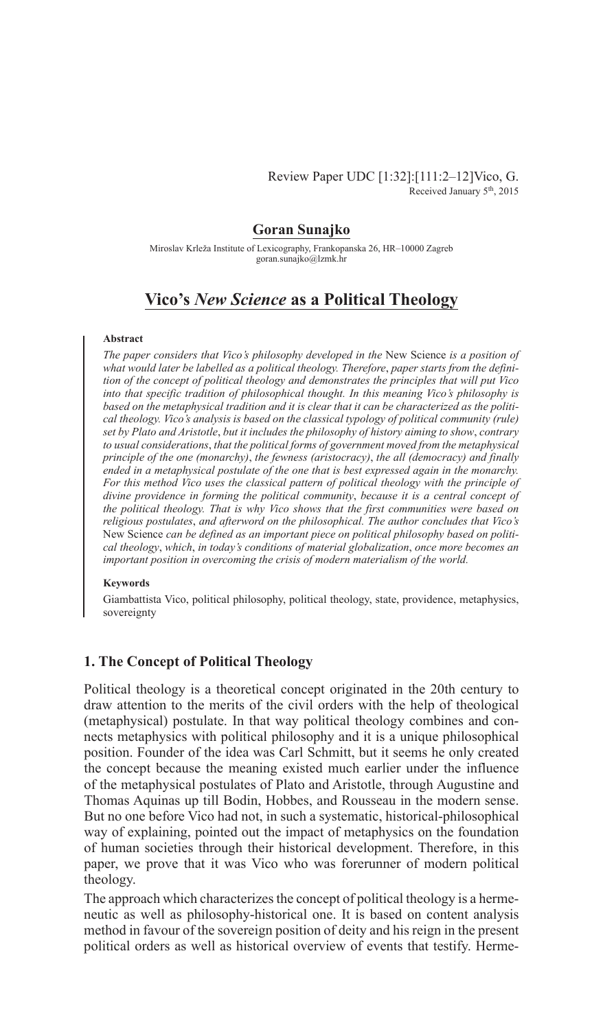Review Paper UDC [1:32]:[111:2–12]Vico, G.
Received January 5th, 2015

**Goran Sunajko**

Miroslav Krleža Institute of Lexicography, Frankopanska 26, HR–10000 Zagreb
goran.sunajko@lzmk.hr

# Vico's *New Science* as a Political Theology

**Abstract**

*The paper considers that Vico's philosophy developed in the* New Science *is a position of what would later be labelled as a political theology. Therefore, paper starts from the definition of the concept of political theology and demonstrates the principles that will put Vico into that specific tradition of philosophical thought. In this meaning Vico's philosophy is based on the metaphysical tradition and it is clear that it can be characterized as the political theology. Vico's analysis is based on the classical typology of political community (rule) set by Plato and Aristotle, but it includes the philosophy of history aiming to show, contrary to usual considerations, that the political forms of government moved from the metaphysical principle of the one (monarchy), the fewness (aristocracy), the all (democracy) and finally ended in a metaphysical postulate of the one that is best expressed again in the monarchy. For this method Vico uses the classical pattern of political theology with the principle of divine providence in forming the political community, because it is a central concept of the political theology. That is why Vico shows that the first communities were based on religious postulates, and afterword on the philosophical. The author concludes that Vico's* New Science *can be defined as an important piece on political philosophy based on political theology, which, in today's conditions of material globalization, once more becomes an important position in overcoming the crisis of modern materialism of the world.*

**Keywords**

Giambattista Vico, political philosophy, political theology, state, providence, metaphysics, sovereignty

## 1. The Concept of Political Theology

Political theology is a theoretical concept originated in the 20th century to draw attention to the merits of the civil orders with the help of theological (metaphysical) postulate. In that way political theology combines and connects metaphysics with political philosophy and it is a unique philosophical position. Founder of the idea was Carl Schmitt, but it seems he only created the concept because the meaning existed much earlier under the influence of the metaphysical postulates of Plato and Aristotle, through Augustine and Thomas Aquinas up till Bodin, Hobbes, and Rousseau in the modern sense. But no one before Vico had not, in such a systematic, historical-philosophical way of explaining, pointed out the impact of metaphysics on the foundation of human societies through their historical development. Therefore, in this paper, we prove that it was Vico who was forerunner of modern political theology.

The approach which characterizes the concept of political theology is a hermeneutic as well as philosophy-historical one. It is based on content analysis method in favour of the sovereign position of deity and his reign in the present political orders as well as historical overview of events that testify. Herme-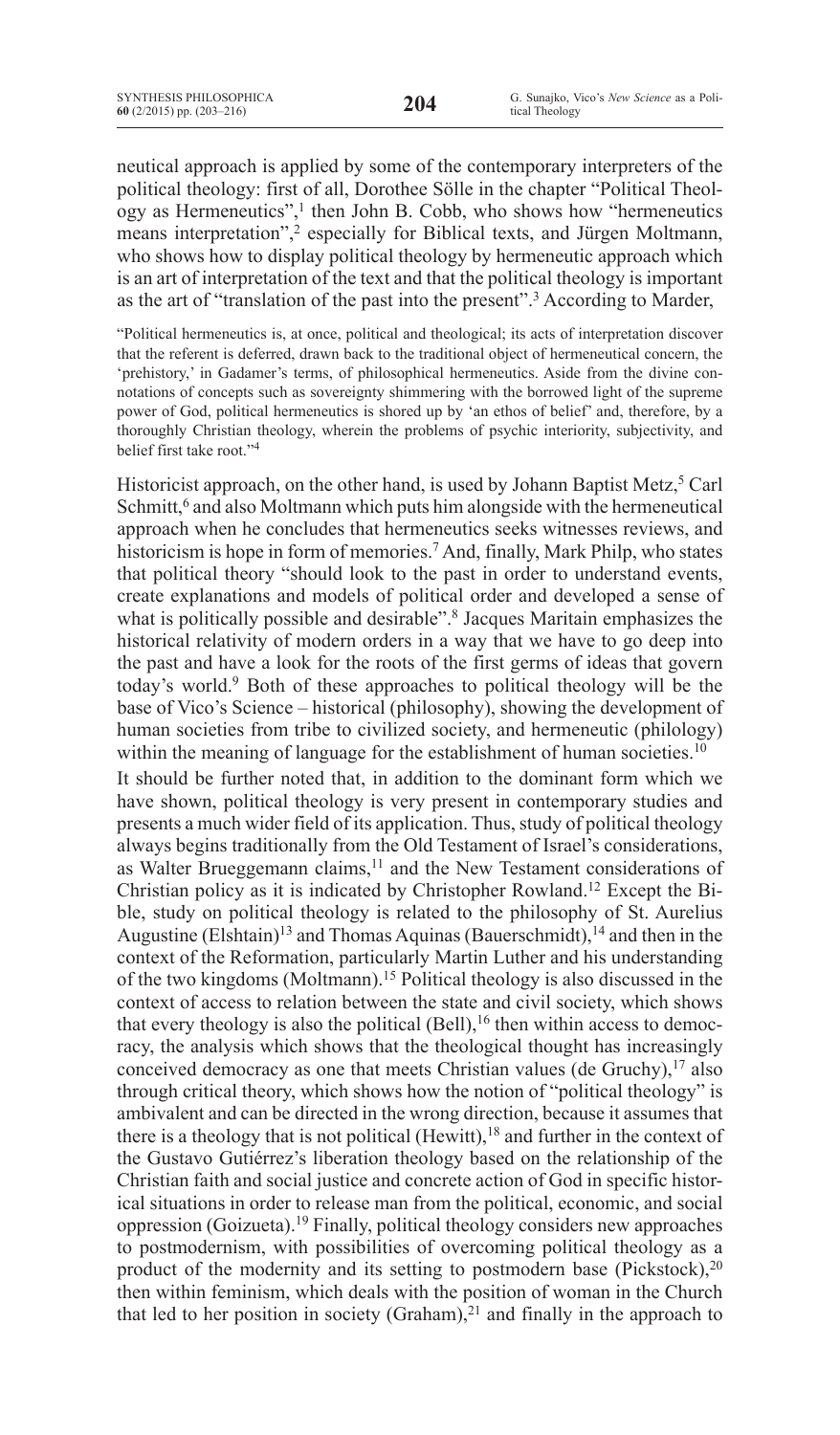neutical approach is applied by some of the contemporary interpreters of the political theology: first of all, Dorothee Sölle in the chapter "Political Theology as Hermeneutics",[1] then John B. Cobb, who shows how "hermeneutics means interpretation",[2] especially for Biblical texts, and Jürgen Moltmann, who shows how to display political theology by hermeneutic approach which is an art of interpretation of the text and that the political theology is important as the art of "translation of the past into the present".[3] According to Marder,

> "Political hermeneutics is, at once, political and theological; its acts of interpretation discover that the referent is deferred, drawn back to the traditional object of hermeneutical concern, the 'prehistory,' in Gadamer's terms, of philosophical hermeneutics. Aside from the divine connotations of concepts such as sovereignty shimmering with the borrowed light of the supreme power of God, political hermeneutics is shored up by 'an ethos of belief' and, therefore, by a thoroughly Christian theology, wherein the problems of psychic interiority, subjectivity, and belief first take root."[4]

Historicist approach, on the other hand, is used by Johann Baptist Metz,[5] Carl Schmitt,[6] and also Moltmann which puts him alongside with the hermeneutical approach when he concludes that hermeneutics seeks witnesses reviews, and historicism is hope in form of memories.[7] And, finally, Mark Philp, who states that political theory "should look to the past in order to understand events, create explanations and models of political order and developed a sense of what is politically possible and desirable".[8] Jacques Maritain emphasizes the historical relativity of modern orders in a way that we have to go deep into the past and have a look for the roots of the first germs of ideas that govern today's world.[9] Both of these approaches to political theology will be the base of Vico's Science – historical (philosophy), showing the development of human societies from tribe to civilized society, and hermeneutic (philology) within the meaning of language for the establishment of human societies.[10]

It should be further noted that, in addition to the dominant form which we have shown, political theology is very present in contemporary studies and presents a much wider field of its application. Thus, study of political theology always begins traditionally from the Old Testament of Israel's considerations, as Walter Brueggemann claims,[11] and the New Testament considerations of Christian policy as it is indicated by Christopher Rowland.[12] Except the Bible, study on political theology is related to the philosophy of St. Aurelius Augustine (Elshtain)[13] and Thomas Aquinas (Bauerschmidt),[14] and then in the context of the Reformation, particularly Martin Luther and his understanding of the two kingdoms (Moltmann).[15] Political theology is also discussed in the context of access to relation between the state and civil society, which shows that every theology is also the political (Bell),[16] then within access to democracy, the analysis which shows that the theological thought has increasingly conceived democracy as one that meets Christian values (de Gruchy),[17] also through critical theory, which shows how the notion of "political theology" is ambivalent and can be directed in the wrong direction, because it assumes that there is a theology that is not political (Hewitt),[18] and further in the context of the Gustavo Gutiérrez's liberation theology based on the relationship of the Christian faith and social justice and concrete action of God in specific historical situations in order to release man from the political, economic, and social oppression (Goizueta).[19] Finally, political theology considers new approaches to postmodernism, with possibilities of overcoming political theology as a product of the modernity and its setting to postmodern base (Pickstock),[20] then within feminism, which deals with the position of woman in the Church that led to her position in society (Graham),[21] and finally in the approach to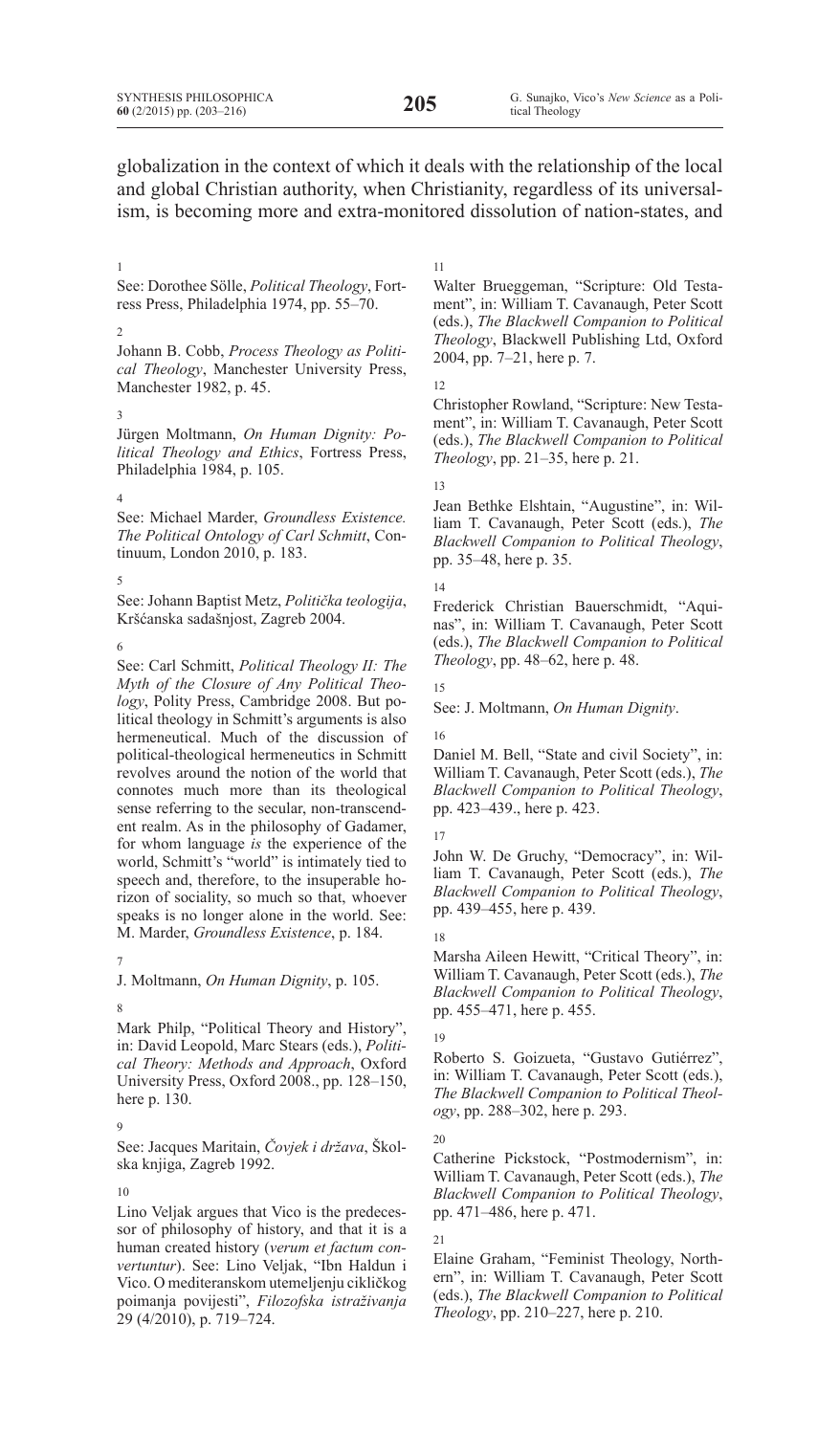globalization in the context of which it deals with the relationship of the local and global Christian authority, when Christianity, regardless of its universalism, is becoming more and extra-monitored dissolution of nation-states, and

1
See: Dorothee Sölle, *Political Theology*, Fortress Press, Philadelphia 1974, pp. 55–70.

2
Johann B. Cobb, *Process Theology as Political Theology*, Manchester University Press, Manchester 1982, p. 45.

3
Jürgen Moltmann, *On Human Dignity: Political Theology and Ethics*, Fortress Press, Philadelphia 1984, p. 105.

4
See: Michael Marder, *Groundless Existence. The Political Ontology of Carl Schmitt*, Continuum, London 2010, p. 183.

5
See: Johann Baptist Metz, *Politička teologija*, Kršćanska sadašnjost, Zagreb 2004.

6
See: Carl Schmitt, *Political Theology II: The Myth of the Closure of Any Political Theology*, Polity Press, Cambridge 2008. But political theology in Schmitt's arguments is also hermeneutical. Much of the discussion of political-theological hermeneutics in Schmitt revolves around the notion of the world that connotes much more than its theological sense referring to the secular, non-transcendent realm. As in the philosophy of Gadamer, for whom language *is* the experience of the world, Schmitt's "world" is intimately tied to speech and, therefore, to the insuperable horizon of sociality, so much so that, whoever speaks is no longer alone in the world. See: M. Marder, *Groundless Existence*, p. 184.

7
J. Moltmann, *On Human Dignity*, p. 105.

8
Mark Philp, "Political Theory and History", in: David Leopold, Marc Stears (eds.), *Political Theory: Methods and Approach*, Oxford University Press, Oxford 2008., pp. 128–150, here p. 130.

9
See: Jacques Maritain, *Čovjek i država*, Školska knjiga, Zagreb 1992.

10
Lino Veljak argues that Vico is the predecessor of philosophy of history, and that it is a human created history (*verum et factum convertuntur*). See: Lino Veljak, "Ibn Haldun i Vico. O mediteranskom utemeljenju cikličkog poimanja povijesti", *Filozofska istraživanja* 29 (4/2010), p. 719–724.

11
Walter Brueggeman, "Scripture: Old Testament", in: William T. Cavanaugh, Peter Scott (eds.), *The Blackwell Companion to Political Theology*, Blackwell Publishing Ltd, Oxford 2004, pp. 7–21, here p. 7.

12
Christopher Rowland, "Scripture: New Testament", in: William T. Cavanaugh, Peter Scott (eds.), *The Blackwell Companion to Political Theology*, pp. 21–35, here p. 21.

13
Jean Bethke Elshtain, "Augustine", in: William T. Cavanaugh, Peter Scott (eds.), *The Blackwell Companion to Political Theology*, pp. 35–48, here p. 35.

14
Frederick Christian Bauerschmidt, "Aquinas", in: William T. Cavanaugh, Peter Scott (eds.), *The Blackwell Companion to Political Theology*, pp. 48–62, here p. 48.

15
See: J. Moltmann, *On Human Dignity*.

16
Daniel M. Bell, "State and civil Society", in: William T. Cavanaugh, Peter Scott (eds.), *The Blackwell Companion to Political Theology*, pp. 423–439., here p. 423.

17
John W. De Gruchy, "Democracy", in: William T. Cavanaugh, Peter Scott (eds.), *The Blackwell Companion to Political Theology*, pp. 439–455, here p. 439.

18
Marsha Aileen Hewitt, "Critical Theory", in: William T. Cavanaugh, Peter Scott (eds.), *The Blackwell Companion to Political Theology*, pp. 455–471, here p. 455.

19
Roberto S. Goizueta, "Gustavo Gutiérrez", in: William T. Cavanaugh, Peter Scott (eds.), *The Blackwell Companion to Political Theology*, pp. 288–302, here p. 293.

20
Catherine Pickstock, "Postmodernism", in: William T. Cavanaugh, Peter Scott (eds.), *The Blackwell Companion to Political Theology*, pp. 471–486, here p. 471.

21
Elaine Graham, "Feminist Theology, Northern", in: William T. Cavanaugh, Peter Scott (eds.), *The Blackwell Companion to Political Theology*, pp. 210–227, here p. 210.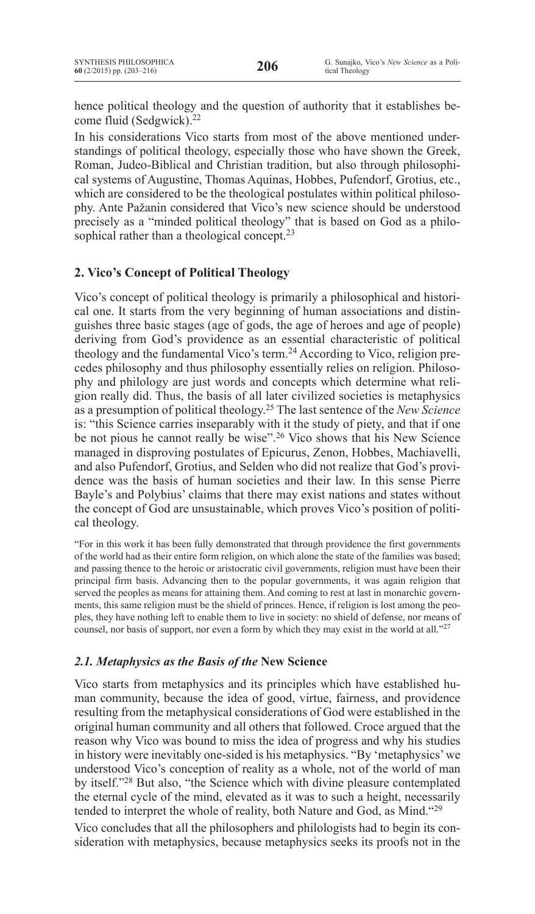hence political theology and the question of authority that it establishes become fluid (Sedgwick).[22]

In his considerations Vico starts from most of the above mentioned understandings of political theology, especially those who have shown the Greek, Roman, Judeo-Biblical and Christian tradition, but also through philosophical systems of Augustine, Thomas Aquinas, Hobbes, Pufendorf, Grotius, etc., which are considered to be the theological postulates within political philosophy. Ante Pažanin considered that Vico's new science should be understood precisely as a "minded political theology" that is based on God as a philosophical rather than a theological concept.[23]

## 2. Vico's Concept of Political Theology

Vico's concept of political theology is primarily a philosophical and historical one. It starts from the very beginning of human associations and distinguishes three basic stages (age of gods, the age of heroes and age of people) deriving from God's providence as an essential characteristic of political theology and the fundamental Vico's term.[24] According to Vico, religion precedes philosophy and thus philosophy essentially relies on religion. Philosophy and philology are just words and concepts which determine what religion really did. Thus, the basis of all later civilized societies is metaphysics as a presumption of political theology.[25] The last sentence of the *New Science* is: "this Science carries inseparably with it the study of piety, and that if one be not pious he cannot really be wise".[26] Vico shows that his New Science managed in disproving postulates of Epicurus, Zenon, Hobbes, Machiavelli, and also Pufendorf, Grotius, and Selden who did not realize that God's providence was the basis of human societies and their law. In this sense Pierre Bayle's and Polybius' claims that there may exist nations and states without the concept of God are unsustainable, which proves Vico's position of political theology.

> "For in this work it has been fully demonstrated that through providence the first governments of the world had as their entire form religion, on which alone the state of the families was based; and passing thence to the heroic or aristocratic civil governments, religion must have been their principal firm basis. Advancing then to the popular governments, it was again religion that served the peoples as means for attaining them. And coming to rest at last in monarchic governments, this same religion must be the shield of princes. Hence, if religion is lost among the peoples, they have nothing left to enable them to live in society: no shield of defense, nor means of counsel, nor basis of support, nor even a form by which they may exist in the world at all."[27]

### *2.1. Metaphysics as the Basis of the* New Science

Vico starts from metaphysics and its principles which have established human community, because the idea of good, virtue, fairness, and providence resulting from the metaphysical considerations of God were established in the original human community and all others that followed. Croce argued that the reason why Vico was bound to miss the idea of progress and why his studies in history were inevitably one-sided is his metaphysics. "By 'metaphysics' we understood Vico's conception of reality as a whole, not of the world of man by itself."[28] But also, "the Science which with divine pleasure contemplated the eternal cycle of the mind, elevated as it was to such a height, necessarily tended to interpret the whole of reality, both Nature and God, as Mind."[29]

Vico concludes that all the philosophers and philologists had to begin its consideration with metaphysics, because metaphysics seeks its proofs not in the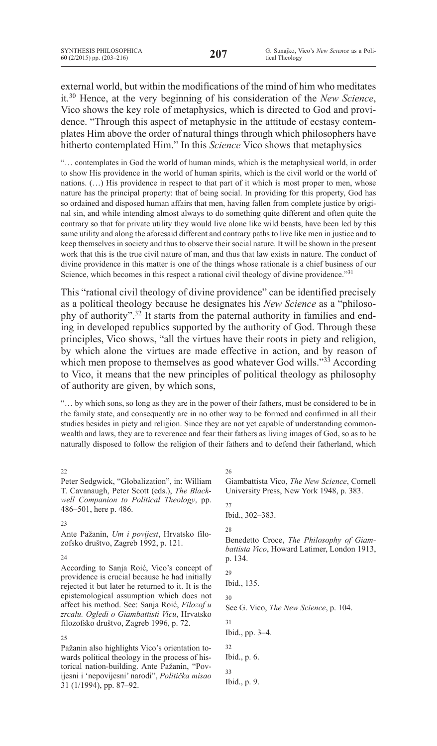external world, but within the modifications of the mind of him who meditates it.[30] Hence, at the very beginning of his consideration of the *New Science*, Vico shows the key role of metaphysics, which is directed to God and providence. "Through this aspect of metaphysic in the attitude of ecstasy contemplates Him above the order of natural things through which philosophers have hitherto contemplated Him." In this *Science* Vico shows that metaphysics

> "… contemplates in God the world of human minds, which is the metaphysical world, in order to show His providence in the world of human spirits, which is the civil world or the world of nations. (…) His providence in respect to that part of it which is most proper to men, whose nature has the principal property: that of being social. In providing for this property, God has so ordained and disposed human affairs that men, having fallen from complete justice by original sin, and while intending almost always to do something quite different and often quite the contrary so that for private utility they would live alone like wild beasts, have been led by this same utility and along the aforesaid different and contrary paths to live like men in justice and to keep themselves in society and thus to observe their social nature. It will be shown in the present work that this is the true civil nature of man, and thus that law exists in nature. The conduct of divine providence in this matter is one of the things whose rationale is a chief business of our Science, which becomes in this respect a rational civil theology of divine providence."[31]

This "rational civil theology of divine providence" can be identified precisely as a political theology because he designates his *New Science* as a "philosophy of authority".[32] It starts from the paternal authority in families and ending in developed republics supported by the authority of God. Through these principles, Vico shows, "all the virtues have their roots in piety and religion, by which alone the virtues are made effective in action, and by reason of which men propose to themselves as good whatever God wills."[33] According to Vico, it means that the new principles of political theology as philosophy of authority are given, by which sons,

> "… by which sons, so long as they are in the power of their fathers, must be considered to be in the family state, and consequently are in no other way to be formed and confirmed in all their studies besides in piety and religion. Since they are not yet capable of understanding commonwealth and laws, they are to reverence and fear their fathers as living images of God, so as to be naturally disposed to follow the religion of their fathers and to defend their fatherland, which

---

22 Peter Sedgwick, "Globalization", in: William T. Cavanaugh, Peter Scott (eds.), *The Blackwell Companion to Political Theology*, pp. 486–501, here p. 486.

23 Ante Pažanin, *Um i povijest*, Hrvatsko filozofsko društvo, Zagreb 1992, p. 121.

24 According to Sanja Roić, Vico's concept of providence is crucial because he had initially rejected it but later he returned to it. It is the epistemological assumption which does not affect his method. See: Sanja Roić, *Filozof u zrcalu. Ogledi o Giambattisti Vicu*, Hrvatsko filozofsko društvo, Zagreb 1996, p. 72.

25 Pažanin also highlights Vico's orientation towards political theology in the process of historical nation-building. Ante Pažanin, "Povijesni i 'nepovijesni' narodi", *Politička misao* 31 (1/1994), pp. 87–92.

26 Giambattista Vico, *The New Science*, Cornell University Press, New York 1948, p. 383.

27 Ibid., 302–383.

28 Benedetto Croce, *The Philosophy of Giambattista Vico*, Howard Latimer, London 1913, p. 134.

29 Ibid., 135.

30 See G. Vico, *The New Science*, p. 104.

31 Ibid., pp. 3–4.

32 Ibid., p. 6.

33 Ibid., p. 9.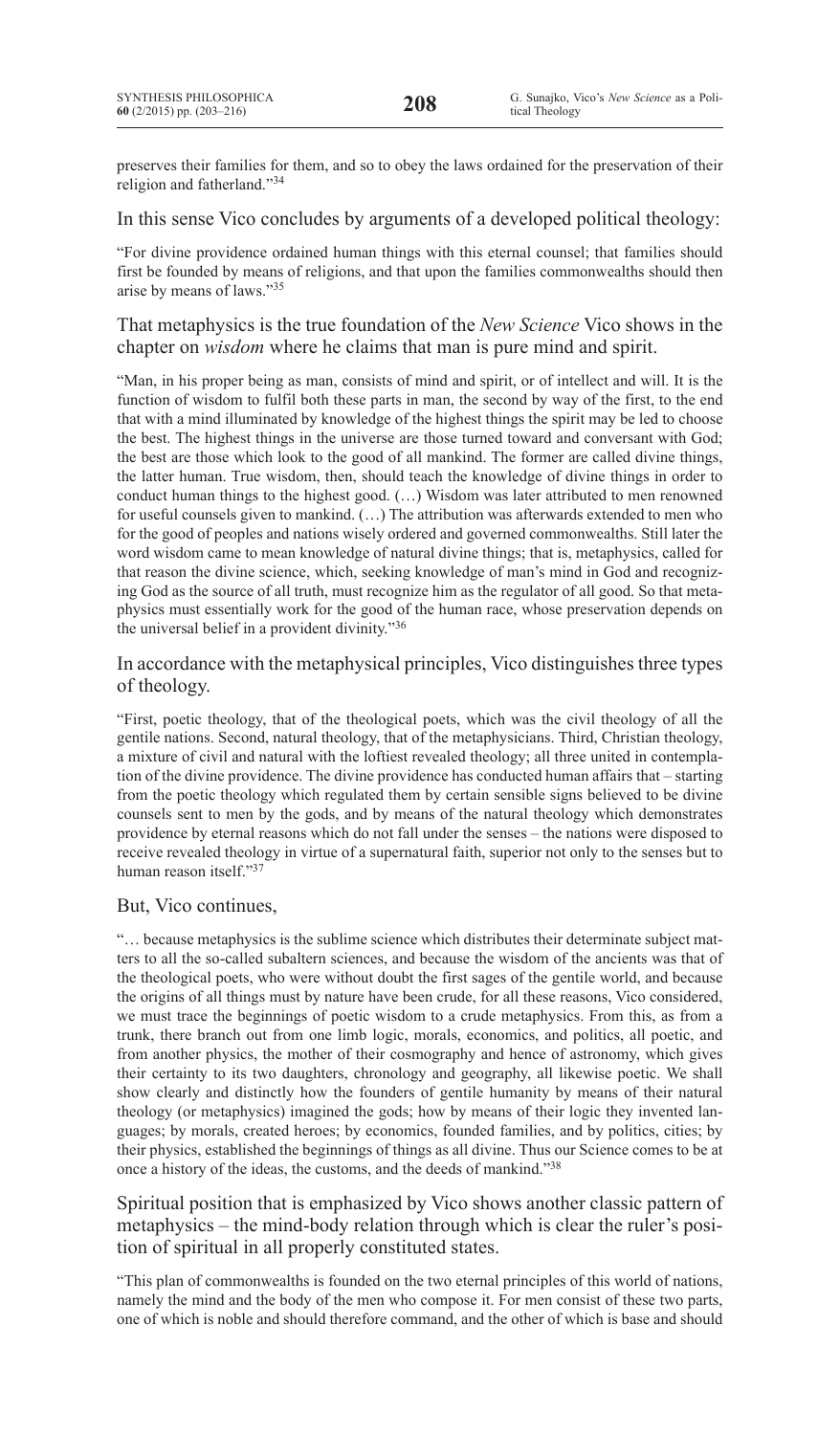preserves their families for them, and so to obey the laws ordained for the preservation of their religion and fatherland."[34]

In this sense Vico concludes by arguments of a developed political theology:

"For divine providence ordained human things with this eternal counsel; that families should first be founded by means of religions, and that upon the families commonwealths should then arise by means of laws."[35]

That metaphysics is the true foundation of the *New Science* Vico shows in the chapter on *wisdom* where he claims that man is pure mind and spirit.

"Man, in his proper being as man, consists of mind and spirit, or of intellect and will. It is the function of wisdom to fulfil both these parts in man, the second by way of the first, to the end that with a mind illuminated by knowledge of the highest things the spirit may be led to choose the best. The highest things in the universe are those turned toward and conversant with God; the best are those which look to the good of all mankind. The former are called divine things, the latter human. True wisdom, then, should teach the knowledge of divine things in order to conduct human things to the highest good. (…) Wisdom was later attributed to men renowned for useful counsels given to mankind. (…) The attribution was afterwards extended to men who for the good of peoples and nations wisely ordered and governed commonwealths. Still later the word wisdom came to mean knowledge of natural divine things; that is, metaphysics, called for that reason the divine science, which, seeking knowledge of man's mind in God and recognizing God as the source of all truth, must recognize him as the regulator of all good. So that metaphysics must essentially work for the good of the human race, whose preservation depends on the universal belief in a provident divinity."[36]

In accordance with the metaphysical principles, Vico distinguishes three types of theology.

"First, poetic theology, that of the theological poets, which was the civil theology of all the gentile nations. Second, natural theology, that of the metaphysicians. Third, Christian theology, a mixture of civil and natural with the loftiest revealed theology; all three united in contemplation of the divine providence. The divine providence has conducted human affairs that – starting from the poetic theology which regulated them by certain sensible signs believed to be divine counsels sent to men by the gods, and by means of the natural theology which demonstrates providence by eternal reasons which do not fall under the senses – the nations were disposed to receive revealed theology in virtue of a supernatural faith, superior not only to the senses but to human reason itself."[37]

But, Vico continues,

"… because metaphysics is the sublime science which distributes their determinate subject matters to all the so-called subaltern sciences, and because the wisdom of the ancients was that of the theological poets, who were without doubt the first sages of the gentile world, and because the origins of all things must by nature have been crude, for all these reasons, Vico considered, we must trace the beginnings of poetic wisdom to a crude metaphysics. From this, as from a trunk, there branch out from one limb logic, morals, economics, and politics, all poetic, and from another physics, the mother of their cosmography and hence of astronomy, which gives their certainty to its two daughters, chronology and geography, all likewise poetic. We shall show clearly and distinctly how the founders of gentile humanity by means of their natural theology (or metaphysics) imagined the gods; how by means of their logic they invented languages; by morals, created heroes; by economics, founded families, and by politics, cities; by their physics, established the beginnings of things as all divine. Thus our Science comes to be at once a history of the ideas, the customs, and the deeds of mankind."[38]

Spiritual position that is emphasized by Vico shows another classic pattern of metaphysics – the mind-body relation through which is clear the ruler's position of spiritual in all properly constituted states.

"This plan of commonwealths is founded on the two eternal principles of this world of nations, namely the mind and the body of the men who compose it. For men consist of these two parts, one of which is noble and should therefore command, and the other of which is base and should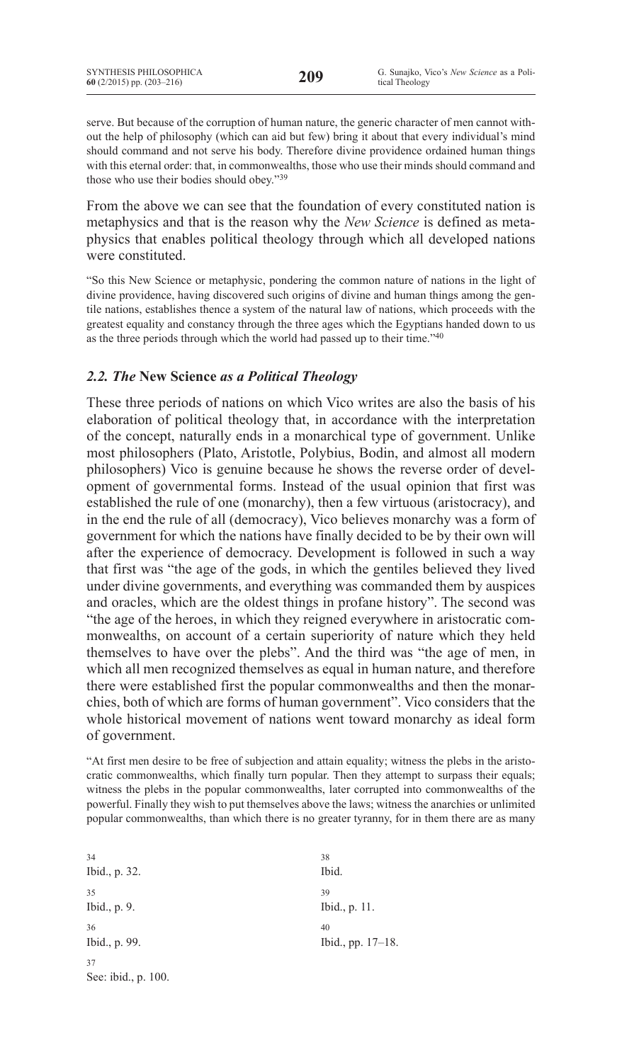serve. But because of the corruption of human nature, the generic character of men cannot without the help of philosophy (which can aid but few) bring it about that every individual's mind should command and not serve his body. Therefore divine providence ordained human things with this eternal order: that, in commonwealths, those who use their minds should command and those who use their bodies should obey."[39]

From the above we can see that the foundation of every constituted nation is metaphysics and that is the reason why the *New Science* is defined as metaphysics that enables political theology through which all developed nations were constituted.

"So this New Science or metaphysic, pondering the common nature of nations in the light of divine providence, having discovered such origins of divine and human things among the gentile nations, establishes thence a system of the natural law of nations, which proceeds with the greatest equality and constancy through the three ages which the Egyptians handed down to us as the three periods through which the world had passed up to their time."[40]

### *2.2. The* **New Science** *as a Political Theology*

These three periods of nations on which Vico writes are also the basis of his elaboration of political theology that, in accordance with the interpretation of the concept, naturally ends in a monarchical type of government. Unlike most philosophers (Plato, Aristotle, Polybius, Bodin, and almost all modern philosophers) Vico is genuine because he shows the reverse order of development of governmental forms. Instead of the usual opinion that first was established the rule of one (monarchy), then a few virtuous (aristocracy), and in the end the rule of all (democracy), Vico believes monarchy was a form of government for which the nations have finally decided to be by their own will after the experience of democracy. Development is followed in such a way that first was "the age of the gods, in which the gentiles believed they lived under divine governments, and everything was commanded them by auspices and oracles, which are the oldest things in profane history". The second was "the age of the heroes, in which they reigned everywhere in aristocratic commonwealths, on account of a certain superiority of nature which they held themselves to have over the plebs". And the third was "the age of men, in which all men recognized themselves as equal in human nature, and therefore there were established first the popular commonwealths and then the monarchies, both of which are forms of human government". Vico considers that the whole historical movement of nations went toward monarchy as ideal form of government.

"At first men desire to be free of subjection and attain equality; witness the plebs in the aristocratic commonwealths, which finally turn popular. Then they attempt to surpass their equals; witness the plebs in the popular commonwealths, later corrupted into commonwealths of the powerful. Finally they wish to put themselves above the laws; witness the anarchies or unlimited popular commonwealths, than which there is no greater tyranny, for in them there are as many

---

[34] Ibid., p. 32.

[35] Ibid., p. 9.

[36] Ibid., p. 99.

[37] See: ibid., p. 100.

[38] Ibid.

[39] Ibid., p. 11.

[40] Ibid., pp. 17–18.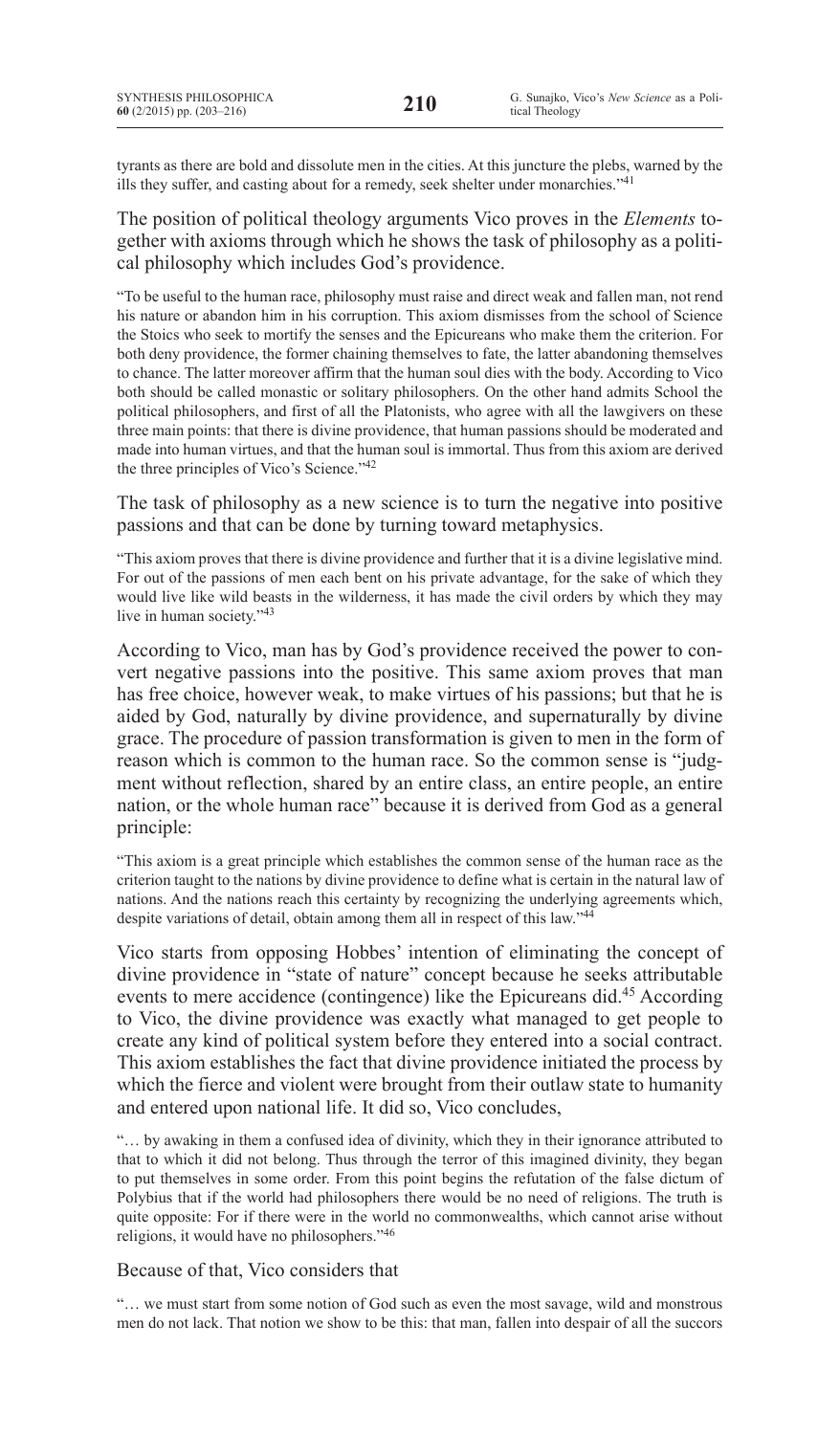tyrants as there are bold and dissolute men in the cities. At this juncture the plebs, warned by the ills they suffer, and casting about for a remedy, seek shelter under monarchies."[41]

The position of political theology arguments Vico proves in the *Elements* together with axioms through which he shows the task of philosophy as a political philosophy which includes God's providence.

> "To be useful to the human race, philosophy must raise and direct weak and fallen man, not rend his nature or abandon him in his corruption. This axiom dismisses from the school of Science the Stoics who seek to mortify the senses and the Epicureans who make them the criterion. For both deny providence, the former chaining themselves to fate, the latter abandoning themselves to chance. The latter moreover affirm that the human soul dies with the body. According to Vico both should be called monastic or solitary philosophers. On the other hand admits School the political philosophers, and first of all the Platonists, who agree with all the lawgivers on these three main points: that there is divine providence, that human passions should be moderated and made into human virtues, and that the human soul is immortal. Thus from this axiom are derived the three principles of Vico's Science."[42]

The task of philosophy as a new science is to turn the negative into positive passions and that can be done by turning toward metaphysics.

> "This axiom proves that there is divine providence and further that it is a divine legislative mind. For out of the passions of men each bent on his private advantage, for the sake of which they would live like wild beasts in the wilderness, it has made the civil orders by which they may live in human society."[43]

According to Vico, man has by God's providence received the power to convert negative passions into the positive. This same axiom proves that man has free choice, however weak, to make virtues of his passions; but that he is aided by God, naturally by divine providence, and supernaturally by divine grace. The procedure of passion transformation is given to men in the form of reason which is common to the human race. So the common sense is "judgment without reflection, shared by an entire class, an entire people, an entire nation, or the whole human race" because it is derived from God as a general principle:

> "This axiom is a great principle which establishes the common sense of the human race as the criterion taught to the nations by divine providence to define what is certain in the natural law of nations. And the nations reach this certainty by recognizing the underlying agreements which, despite variations of detail, obtain among them all in respect of this law."[44]

Vico starts from opposing Hobbes' intention of eliminating the concept of divine providence in "state of nature" concept because he seeks attributable events to mere accidence (contingence) like the Epicureans did.[45] According to Vico, the divine providence was exactly what managed to get people to create any kind of political system before they entered into a social contract. This axiom establishes the fact that divine providence initiated the process by which the fierce and violent were brought from their outlaw state to humanity and entered upon national life. It did so, Vico concludes,

> "… by awaking in them a confused idea of divinity, which they in their ignorance attributed to that to which it did not belong. Thus through the terror of this imagined divinity, they began to put themselves in some order. From this point begins the refutation of the false dictum of Polybius that if the world had philosophers there would be no need of religions. The truth is quite opposite: For if there were in the world no commonwealths, which cannot arise without religions, it would have no philosophers."[46]

Because of that, Vico considers that

> "… we must start from some notion of God such as even the most savage, wild and monstrous men do not lack. That notion we show to be this: that man, fallen into despair of all the succors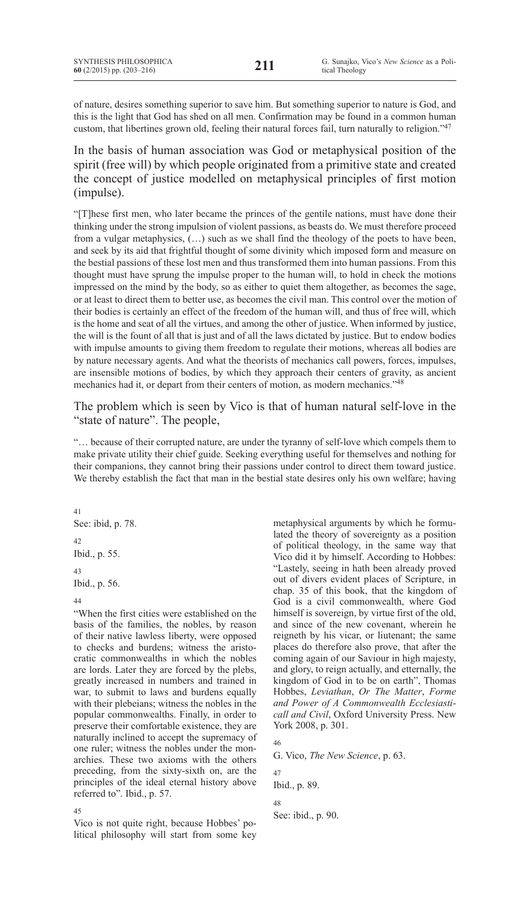of nature, desires something superior to save him. But something superior to nature is God, and this is the light that God has shed on all men. Confirmation may be found in a common human custom, that libertines grown old, feeling their natural forces fail, turn naturally to religion."[47]

In the basis of human association was God or metaphysical position of the spirit (free will) by which people originated from a primitive state and created the concept of justice modelled on metaphysical principles of first motion (impulse).

"[T]hese first men, who later became the princes of the gentile nations, must have done their thinking under the strong impulsion of violent passions, as beasts do. We must therefore proceed from a vulgar metaphysics, (…) such as we shall find the theology of the poets to have been, and seek by its aid that frightful thought of some divinity which imposed form and measure on the bestial passions of these lost men and thus transformed them into human passions. From this thought must have sprung the impulse proper to the human will, to hold in check the motions impressed on the mind by the body, so as either to quiet them altogether, as becomes the sage, or at least to direct them to better use, as becomes the civil man. This control over the motion of their bodies is certainly an effect of the freedom of the human will, and thus of free will, which is the home and seat of all the virtues, and among the other of justice. When informed by justice, the will is the fount of all that is just and of all the laws dictated by justice. But to endow bodies with impulse amounts to giving them freedom to regulate their motions, whereas all bodies are by nature necessary agents. And what the theorists of mechanics call powers, forces, impulses, are insensible motions of bodies, by which they approach their centers of gravity, as ancient mechanics had it, or depart from their centers of motion, as modern mechanics."[48]

The problem which is seen by Vico is that of human natural self-love in the "state of nature". The people,

"… because of their corrupted nature, are under the tyranny of self-love which compels them to make private utility their chief guide. Seeking everything useful for themselves and nothing for their companions, they cannot bring their passions under control to direct them toward justice. We thereby establish the fact that man in the bestial state desires only his own welfare; having

---

41 See: ibid, p. 78.

42 Ibid., p. 55.

43 Ibid., p. 56.

44 "When the first cities were established on the basis of the families, the nobles, by reason of their native lawless liberty, were opposed to checks and burdens; witness the aristocratic commonwealths in which the nobles are lords. Later they are forced by the plebs, greatly increased in numbers and trained in war, to submit to laws and burdens equally with their plebeians; witness the nobles in the popular commonwealths. Finally, in order to preserve their comfortable existence, they are naturally inclined to accept the supremacy of one ruler; witness the nobles under the monarchies. These two axioms with the others preceding, from the sixty-sixth on, are the principles of the ideal eternal history above referred to". Ibid., p. 57.

45 Vico is not quite right, because Hobbes' political philosophy will start from some key metaphysical arguments by which he formulated the theory of sovereignty as a position of political theology, in the same way that Vico did it by himself. According to Hobbes: "Lastely, seeing in hath been already proved out of divers evident places of Scripture, in chap. 35 of this book, that the kingdom of God is a civil commonwealth, where God himself is sovereign, by virtue first of the old, and since of the new covenant, wherein he reigneth by his vicar, or liutenant; the same places do therefore also prove, that after the coming again of our Saviour in high majesty, and glory, to reign actually, and eternally, the kingdom of God in to be on earth", Thomas Hobbes, *Leviathan*, *Or The Matter*, *Forme and Power of A Commonwealth Ecclesiasticall and Civil*, Oxford University Press. New York 2008, p. 301.

46 G. Vico, *The New Science*, p. 63.

47 Ibid., p. 89.

48 See: ibid., p. 90.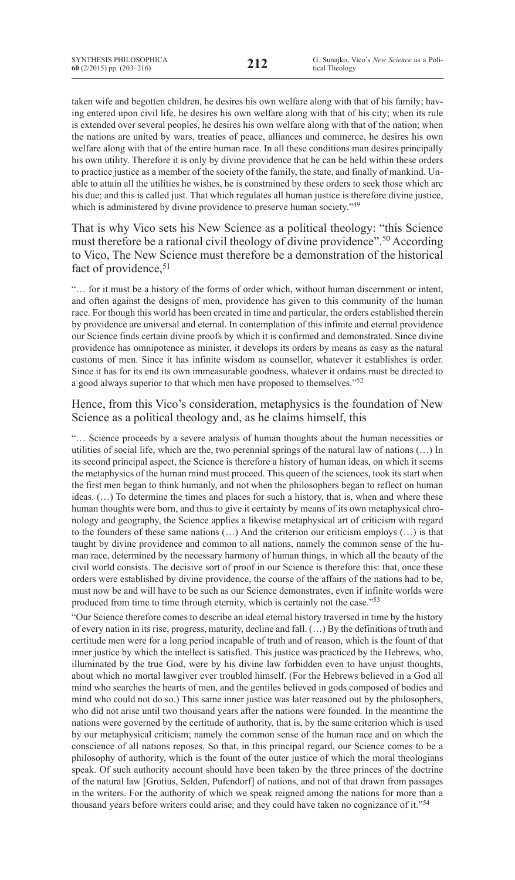taken wife and begotten children, he desires his own welfare along with that of his family; having entered upon civil life, he desires his own welfare along with that of his city; when its rule is extended over several peoples, he desires his own welfare along with that of the nation; when the nations are united by wars, treaties of peace, alliances and commerce, he desires his own welfare along with that of the entire human race. In all these conditions man desires principally his own utility. Therefore it is only by divine providence that he can be held within these orders to practice justice as a member of the society of the family, the state, and finally of mankind. Unable to attain all the utilities he wishes, he is constrained by these orders to seek those which arc his due; and this is called just. That which regulates all human justice is therefore divine justice, which is administered by divine providence to preserve human society."[49]

That is why Vico sets his New Science as a political theology: "this Science must therefore be a rational civil theology of divine providence".[50] According to Vico, The New Science must therefore be a demonstration of the historical fact of providence,[51]

"… for it must be a history of the forms of order which, without human discernment or intent, and often against the designs of men, providence has given to this community of the human race. For though this world has been created in time and particular, the orders established therein by providence are universal and eternal. In contemplation of this infinite and eternal providence our Science finds certain divine proofs by which it is confirmed and demonstrated. Since divine providence has omnipotence as minister, it develops its orders by means as easy as the natural customs of men. Since it has infinite wisdom as counsellor, whatever it establishes is order. Since it has for its end its own immeasurable goodness, whatever it ordains must be directed to a good always superior to that which men have proposed to themselves."[52]

Hence, from this Vico's consideration, metaphysics is the foundation of New Science as a political theology and, as he claims himself, this

"… Science proceeds by a severe analysis of human thoughts about the human necessities or utilities of social life, which are the, two perennial springs of the natural law of nations (…) In its second principal aspect, the Science is therefore a history of human ideas, on which it seems the metaphysics of the human mind must proceed. This queen of the sciences, took its start when the first men began to think humanly, and not when the philosophers began to reflect on human ideas. (…) To determine the times and places for such a history, that is, when and where these human thoughts were born, and thus to give it certainty by means of its own metaphysical chronology and geography, the Science applies a likewise metaphysical art of criticism with regard to the founders of these same nations (…) And the criterion our criticism employs (…) is that taught by divine providence and common to all nations, namely the common sense of the human race, determined by the necessary harmony of human things, in which all the beauty of the civil world consists. The decisive sort of proof in our Science is therefore this: that, once these orders were established by divine providence, the course of the affairs of the nations had to be, must now be and will have to be such as our Science demonstrates, even if infinite worlds were produced from time to time through eternity, which is certainly not the case."[53]

"Our Science therefore comes to describe an ideal eternal history traversed in time by the history of every nation in its rise, progress, maturity, decline and fall. (…) By the definitions of truth and certitude men were for a long period incapable of truth and of reason, which is the fount of that inner justice by which the intellect is satisfied. This justice was practiced by the Hebrews, who, illuminated by the true God, were by his divine law forbidden even to have unjust thoughts, about which no mortal lawgiver ever troubled himself. (For the Hebrews believed in a God all mind who searches the hearts of men, and the gentiles believed in gods composed of bodies and mind who could not do so.) This same inner justice was later reasoned out by the philosophers, who did not arise until two thousand years after the nations were founded. In the meantime the nations were governed by the certitude of authority, that is, by the same criterion which is used by our metaphysical criticism; namely the common sense of the human race and on which the conscience of all nations reposes. So that, in this principal regard, our Science comes to be a philosophy of authority, which is the fount of the outer justice of which the moral theologians speak. Of such authority account should have been taken by the three princes of the doctrine of the natural law [Grotius, Selden, Pufendorf] of nations, and not of that drawn from passages in the writers. For the authority of which we speak reigned among the nations for more than a thousand years before writers could arise, and they could have taken no cognizance of it."[54]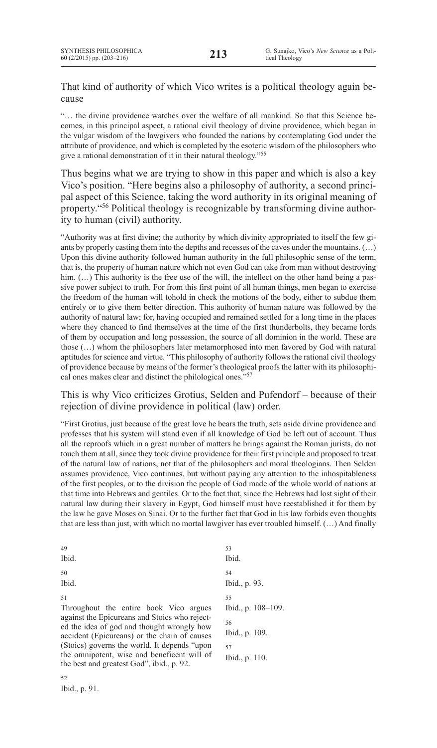That kind of authority of which Vico writes is a political theology again because

> "… the divine providence watches over the welfare of all mankind. So that this Science becomes, in this principal aspect, a rational civil theology of divine providence, which began in the vulgar wisdom of the lawgivers who founded the nations by contemplating God under the attribute of providence, and which is completed by the esoteric wisdom of the philosophers who give a rational demonstration of it in their natural theology."[55]

Thus begins what we are trying to show in this paper and which is also a key Vico's position. "Here begins also a philosophy of authority, a second principal aspect of this Science, taking the word authority in its original meaning of property."[56] Political theology is recognizable by transforming divine authority to human (civil) authority.

> "Authority was at first divine; the authority by which divinity appropriated to itself the few giants by properly casting them into the depths and recesses of the caves under the mountains. (…) Upon this divine authority followed human authority in the full philosophic sense of the term, that is, the property of human nature which not even God can take from man without destroying him. (…) This authority is the free use of the will, the intellect on the other hand being a passive power subject to truth. For from this first point of all human things, men began to exercise the freedom of the human will tohold in check the motions of the body, either to subdue them entirely or to give them better direction. This authority of human nature was followed by the authority of natural law; for, having occupied and remained settled for a long time in the places where they chanced to find themselves at the time of the first thunderbolts, they became lords of them by occupation and long possession, the source of all dominion in the world. These are those (…) whom the philosophers later metamorphosed into men favored by God with natural aptitudes for science and virtue. "This philosophy of authority follows the rational civil theology of providence because by means of the former's theological proofs the latter with its philosophical ones makes clear and distinct the philological ones."[57]

This is why Vico criticizes Grotius, Selden and Pufendorf – because of their rejection of divine providence in political (law) order.

> "First Grotius, just because of the great love he bears the truth, sets aside divine providence and professes that his system will stand even if all knowledge of God be left out of account. Thus all the reproofs which in a great number of matters he brings against the Roman jurists, do not touch them at all, since they took divine providence for their first principle and proposed to treat of the natural law of nations, not that of the philosophers and moral theologians. Then Selden assumes providence, Vico continues, but without paying any attention to the inhospitableness of the first peoples, or to the division the people of God made of the whole world of nations at that time into Hebrews and gentiles. Or to the fact that, since the Hebrews had lost sight of their natural law during their slavery in Egypt, God himself must have reestablished it for them by the law he gave Moses on Sinai. Or to the further fact that God in his law forbids even thoughts that are less than just, with which no mortal lawgiver has ever troubled himself. (…) And finally

---

49
Ibid.

50
Ibid.

51
Throughout the entire book Vico argues against the Epicureans and Stoics who rejected the idea of god and thought wrongly how accident (Epicureans) or the chain of causes (Stoics) governs the world. It depends "upon the omnipotent, wise and beneficent will of the best and greatest God", ibid., p. 92.

52
Ibid., p. 91.

53
Ibid.

54
Ibid., p. 93.

55
Ibid., p. 108–109.

56
Ibid., p. 109.

57
Ibid., p. 110.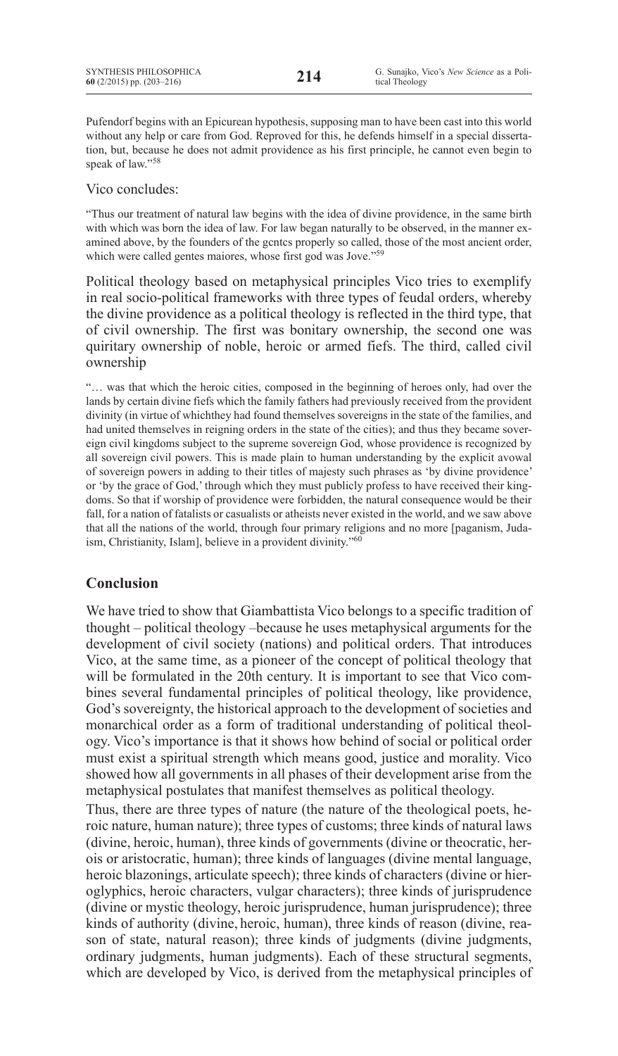Pufendorf begins with an Epicurean hypothesis, supposing man to have been cast into this world without any help or care from God. Reproved for this, he defends himself in a special dissertation, but, because he does not admit providence as his first principle, he cannot even begin to speak of law."[58]

Vico concludes:

"Thus our treatment of natural law begins with the idea of divine providence, in the same birth with which was born the idea of law. For law began naturally to be observed, in the manner examined above, by the founders of the gcntcs properly so called, those of the most ancient order, which were called gentes maiores, whose first god was Jove."[59]

Political theology based on metaphysical principles Vico tries to exemplify in real socio-political frameworks with three types of feudal orders, whereby the divine providence as a political theology is reflected in the third type, that of civil ownership. The first was bonitary ownership, the second one was quiritary ownership of noble, heroic or armed fiefs. The third, called civil ownership

"… was that which the heroic cities, composed in the beginning of heroes only, had over the lands by certain divine fiefs which the family fathers had previously received from the provident divinity (in virtue of whichthey had found themselves sovereigns in the state of the families, and had united themselves in reigning orders in the state of the cities); and thus they became sovereign civil kingdoms subject to the supreme sovereign God, whose providence is recognized by all sovereign civil powers. This is made plain to human understanding by the explicit avowal of sovereign powers in adding to their titles of majesty such phrases as 'by divine providence' or 'by the grace of God,' through which they must publicly profess to have received their kingdoms. So that if worship of providence were forbidden, the natural consequence would be their fall, for a nation of fatalists or casualists or atheists never existed in the world, and we saw above that all the nations of the world, through four primary religions and no more [paganism, Judaism, Christianity, Islam], believe in a provident divinity."[60]

## Conclusion

We have tried to show that Giambattista Vico belongs to a specific tradition of thought – political theology –because he uses metaphysical arguments for the development of civil society (nations) and political orders. That introduces Vico, at the same time, as a pioneer of the concept of political theology that will be formulated in the 20th century. It is important to see that Vico combines several fundamental principles of political theology, like providence, God's sovereignty, the historical approach to the development of societies and monarchical order as a form of traditional understanding of political theology. Vico's importance is that it shows how behind of social or political order must exist a spiritual strength which means good, justice and morality. Vico showed how all governments in all phases of their development arise from the metaphysical postulates that manifest themselves as political theology.

Thus, there are three types of nature (the nature of the theological poets, heroic nature, human nature); three types of customs; three kinds of natural laws (divine, heroic, human), three kinds of governments (divine or theocratic, herois or aristocratic, human); three kinds of languages (divine mental language, heroic blazonings, articulate speech); three kinds of characters (divine or hieroglyphics, heroic characters, vulgar characters); three kinds of jurisprudence (divine or mystic theology, heroic jurisprudence, human jurisprudence); three kinds of authority (divine, heroic, human), three kinds of reason (divine, reason of state, natural reason); three kinds of judgments (divine judgments, ordinary judgments, human judgments). Each of these structural segments, which are developed by Vico, is derived from the metaphysical principles of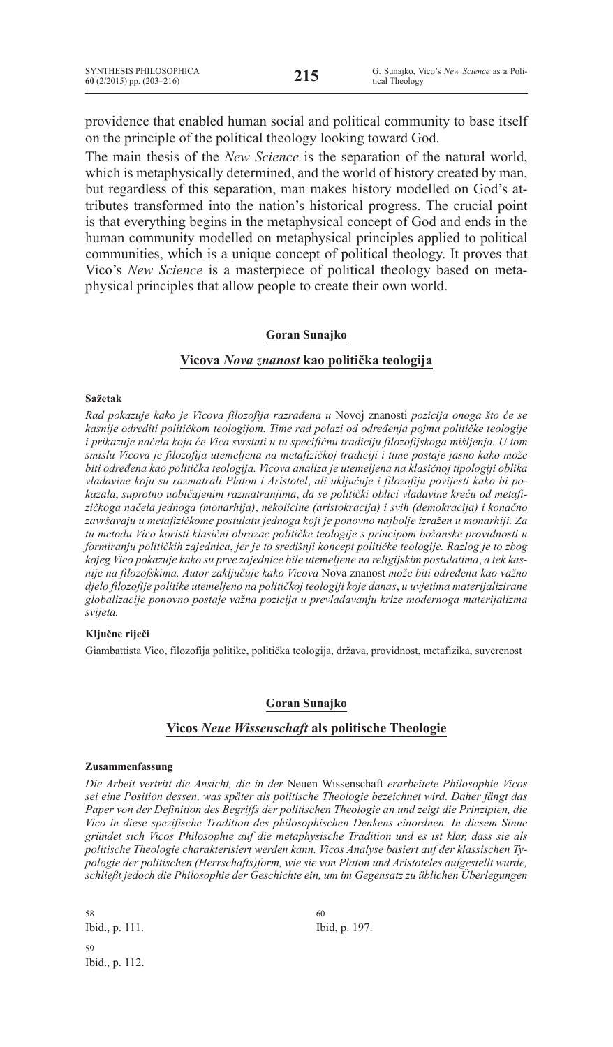providence that enabled human social and political community to base itself on the principle of the political theology looking toward God.

The main thesis of the *New Science* is the separation of the natural world, which is metaphysically determined, and the world of history created by man, but regardless of this separation, man makes history modelled on God's attributes transformed into the nation's historical progress. The crucial point is that everything begins in the metaphysical concept of God and ends in the human community modelled on metaphysical principles applied to political communities, which is a unique concept of political theology. It proves that Vico's *New Science* is a masterpiece of political theology based on metaphysical principles that allow people to create their own world.

## Goran Sunajko

### Vicova *Nova znanost* kao politička teologija

#### Sažetak

*Rad pokazuje kako je Vicova filozofija razrađena u* Novoj znanosti *pozicija onoga što će se kasnije odrediti političkom teologijom. Time rad polazi od određenja pojma političke teologije i prikazuje načela koja će Vica svrstati u tu specifičnu tradiciju filozofijskoga mišljenja. U tom smislu Vicova je filozofija utemeljena na metafizičkoj tradiciji i time postaje jasno kako može biti određena kao politička teologija. Vicova analiza je utemeljena na klasičnoj tipologiji oblika vladavine koju su razmatrali Platon i Aristotel, ali uključuje i filozofiju povijesti kako bi pokazala, suprotno uobičajenim razmatranjima, da se politički oblici vladavine kreću od metafizičkoga načela jednoga (monarhija), nekolicine (aristokracija) i svih (demokracija) i konačno završavaju u metafizičkome postulatu jednoga koji je ponovno najbolje izražen u monarhiji. Za tu metodu Vico koristi klasični obrazac političke teologije s principom božanske providnosti u formiranju političkih zajednica, jer je to središnji koncept političke teologije. Razlog je to zbog kojeg Vico pokazuje kako su prve zajednice bile utemeljene na religijskim postulatima, a tek kasnije na filozofskima. Autor zaključuje kako Vicova* Nova znanost *može biti određena kao važno djelo filozofije politike utemeljeno na političkoj teologiji koje danas, u uvjetima materijalizirane globalizacije ponovno postaje važna pozicija u prevladavanju krize modernoga materijalizma svijeta.*

#### Ključne riječi

Giambattista Vico, filozofija politike, politička teologija, država, providnost, metafizika, suverenost

## Goran Sunajko

### Vicos *Neue Wissenschaft* als politische Theologie

#### Zusammenfassung

*Die Arbeit vertritt die Ansicht, die in der* Neuen Wissenschaft *erarbeitete Philosophie Vicos sei eine Position dessen, was später als politische Theologie bezeichnet wird. Daher fängt das Paper von der Definition des Begriffs der politischen Theologie an und zeigt die Prinzipien, die Vico in diese spezifische Tradition des philosophischen Denkens einordnen. In diesem Sinne gründet sich Vicos Philosophie auf die metaphysische Tradition und es ist klar, dass sie als politische Theologie charakterisiert werden kann. Vicos Analyse basiert auf der klassischen Typologie der politischen (Herrschafts)form, wie sie von Platon und Aristoteles aufgestellt wurde, schließt jedoch die Philosophie der Geschichte ein, um im Gegensatz zu üblichen Überlegungen*

---

58 Ibid., p. 111.

59 Ibid., p. 112.

60 Ibid, p. 197.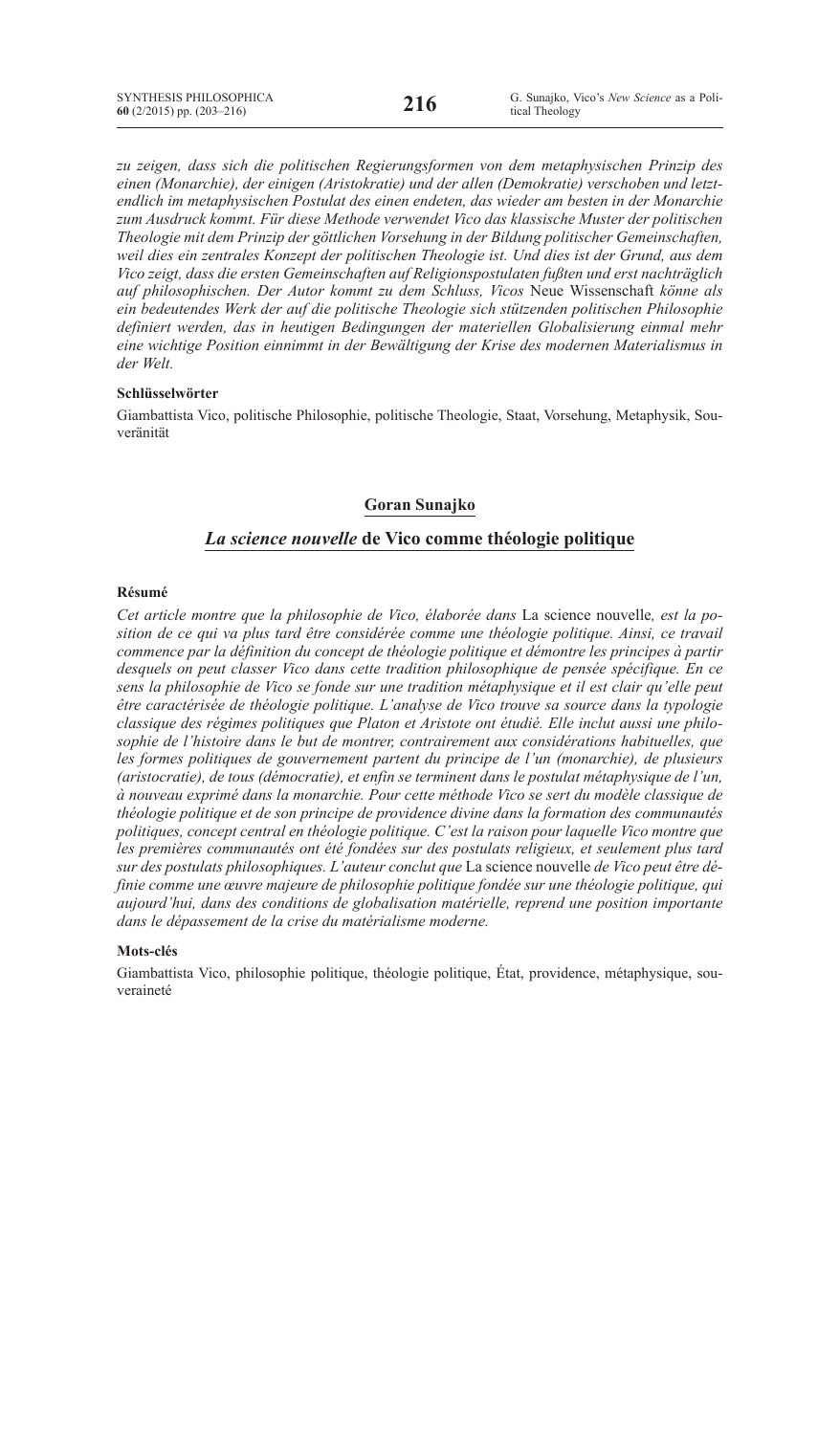*zu zeigen, dass sich die politischen Regierungsformen von dem metaphysischen Prinzip des einen (Monarchie), der einigen (Aristokratie) und der allen (Demokratie) verschoben und letztendlich im metaphysischen Postulat des einen endeten, das wieder am besten in der Monarchie zum Ausdruck kommt. Für diese Methode verwendet Vico das klassische Muster der politischen Theologie mit dem Prinzip der göttlichen Vorsehung in der Bildung politischer Gemeinschaften, weil dies ein zentrales Konzept der politischen Theologie ist. Und dies ist der Grund, aus dem Vico zeigt, dass die ersten Gemeinschaften auf Religionspostulaten fußten und erst nachträglich auf philosophischen. Der Autor kommt zu dem Schluss, Vicos* Neue Wissenschaft *könne als ein bedeutendes Werk der auf die politische Theologie sich stützenden politischen Philosophie definiert werden, das in heutigen Bedingungen der materiellen Globalisierung einmal mehr eine wichtige Position einnimmt in der Bewältigung der Krise des modernen Materialismus in der Welt.*

**Schlüsselwörter**

Giambattista Vico, politische Philosophie, politische Theologie, Staat, Vorsehung, Metaphysik, Souveränität

## Goran Sunajko

## *La science nouvelle* de Vico comme théologie politique

**Résumé**

*Cet article montre que la philosophie de Vico, élaborée dans* La science nouvelle*, est la position de ce qui va plus tard être considérée comme une théologie politique. Ainsi, ce travail commence par la définition du concept de théologie politique et démontre les principes à partir desquels on peut classer Vico dans cette tradition philosophique de pensée spécifique. En ce sens la philosophie de Vico se fonde sur une tradition métaphysique et il est clair qu'elle peut être caractérisée de théologie politique. L'analyse de Vico trouve sa source dans la typologie classique des régimes politiques que Platon et Aristote ont étudié. Elle inclut aussi une philosophie de l'histoire dans le but de montrer, contrairement aux considérations habituelles, que les formes politiques de gouvernement partent du principe de l'un (monarchie), de plusieurs (aristocratie), de tous (démocratie), et enfin se terminent dans le postulat métaphysique de l'un, à nouveau exprimé dans la monarchie. Pour cette méthode Vico se sert du modèle classique de théologie politique et de son principe de providence divine dans la formation des communautés politiques, concept central en théologie politique. C'est la raison pour laquelle Vico montre que les premières communautés ont été fondées sur des postulats religieux, et seulement plus tard sur des postulats philosophiques. L'auteur conclut que* La science nouvelle *de Vico peut être définie comme une œuvre majeure de philosophie politique fondée sur une théologie politique, qui aujourd'hui, dans des conditions de globalisation matérielle, reprend une position importante dans le dépassement de la crise du matérialisme moderne.*

**Mots-clés**

Giambattista Vico, philosophie politique, théologie politique, État, providence, métaphysique, souveraineté